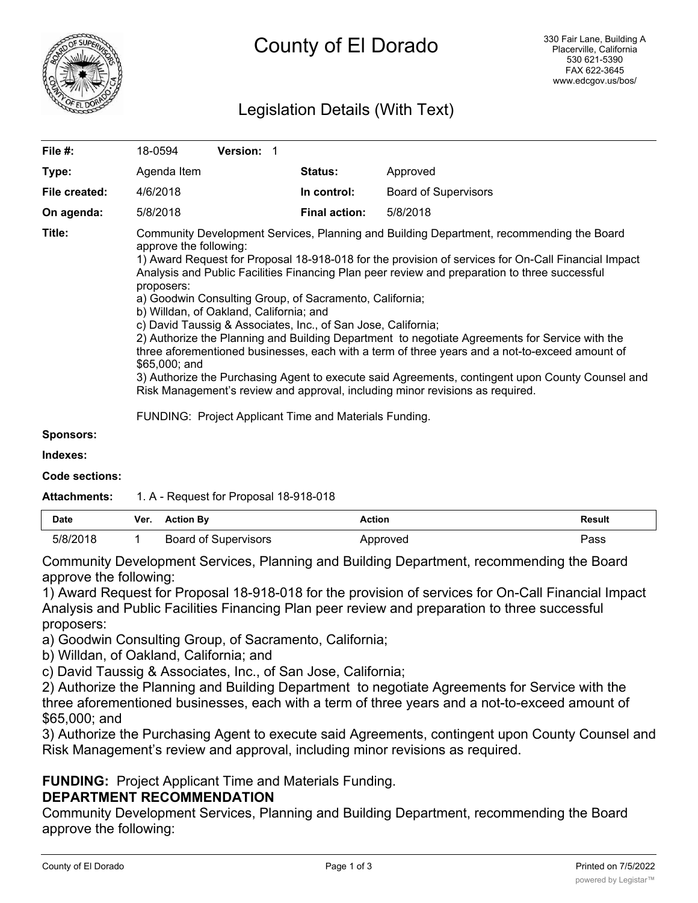# County of El Dorado

330 Fair Lane, Building A
Placerville, California
530 621-5390
FAX 622-3645
www.edcgov.us/bos/

## Legislation Details (With Text)

| | | | |
|---|---|---|---|
| **File #:** | 18-0594 **Version:** 1 | | |
| **Type:** | Agenda Item | **Status:** | Approved |
| **File created:** | 4/6/2018 | **In control:** | Board of Supervisors |
| **On agenda:** | 5/8/2018 | **Final action:** | 5/8/2018 |

**Title:** Community Development Services, Planning and Building Department, recommending the Board approve the following:
1) Award Request for Proposal 18-918-018 for the provision of services for On-Call Financial Impact Analysis and Public Facilities Financing Plan peer review and preparation to three successful proposers:
a) Goodwin Consulting Group, of Sacramento, California;
b) Willdan, of Oakland, California; and
c) David Taussig & Associates, Inc., of San Jose, California;
2) Authorize the Planning and Building Department to negotiate Agreements for Service with the three aforementioned businesses, each with a term of three years and a not-to-exceed amount of $65,000; and
3) Authorize the Purchasing Agent to execute said Agreements, contingent upon County Counsel and Risk Management's review and approval, including minor revisions as required.

FUNDING: Project Applicant Time and Materials Funding.

**Sponsors:**

**Indexes:**

**Code sections:**

**Attachments:** 1. A - Request for Proposal 18-918-018

| Date | Ver. | Action By | Action | Result |
|---|---|---|---|---|
| 5/8/2018 | 1 | Board of Supervisors | Approved | Pass |

Community Development Services, Planning and Building Department, recommending the Board approve the following:
1) Award Request for Proposal 18-918-018 for the provision of services for On-Call Financial Impact Analysis and Public Facilities Financing Plan peer review and preparation to three successful proposers:
a) Goodwin Consulting Group, of Sacramento, California;
b) Willdan, of Oakland, California; and
c) David Taussig & Associates, Inc., of San Jose, California;
2) Authorize the Planning and Building Department to negotiate Agreements for Service with the three aforementioned businesses, each with a term of three years and a not-to-exceed amount of $65,000; and
3) Authorize the Purchasing Agent to execute said Agreements, contingent upon County Counsel and Risk Management's review and approval, including minor revisions as required.

**FUNDING:** Project Applicant Time and Materials Funding.

**DEPARTMENT RECOMMENDATION**

Community Development Services, Planning and Building Department, recommending the Board approve the following: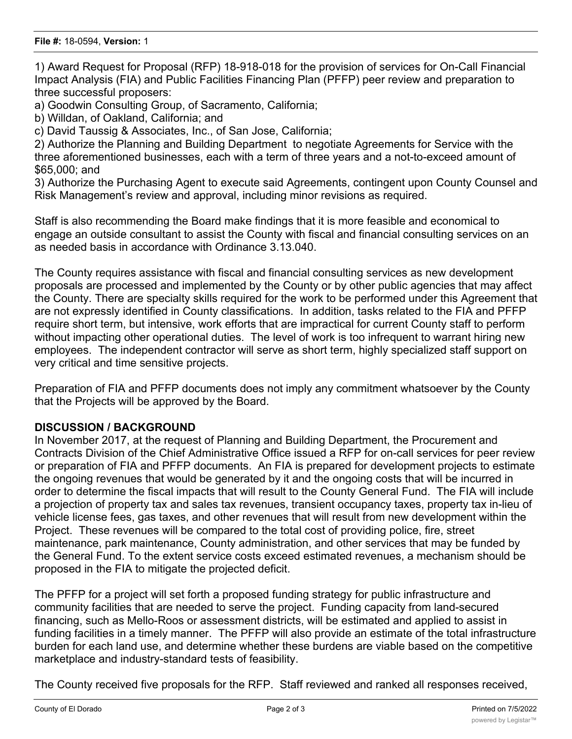**File #:** 18-0594, **Version:** 1

1) Award Request for Proposal (RFP) 18-918-018 for the provision of services for On-Call Financial Impact Analysis (FIA) and Public Facilities Financing Plan (PFFP) peer review and preparation to three successful proposers:

a) Goodwin Consulting Group, of Sacramento, California;

b) Willdan, of Oakland, California; and

c) David Taussig & Associates, Inc., of San Jose, California;

2) Authorize the Planning and Building Department to negotiate Agreements for Service with the three aforementioned businesses, each with a term of three years and a not-to-exceed amount of $65,000; and

3) Authorize the Purchasing Agent to execute said Agreements, contingent upon County Counsel and Risk Management's review and approval, including minor revisions as required.

Staff is also recommending the Board make findings that it is more feasible and economical to engage an outside consultant to assist the County with fiscal and financial consulting services on an as needed basis in accordance with Ordinance 3.13.040.

The County requires assistance with fiscal and financial consulting services as new development proposals are processed and implemented by the County or by other public agencies that may affect the County. There are specialty skills required for the work to be performed under this Agreement that are not expressly identified in County classifications. In addition, tasks related to the FIA and PFFP require short term, but intensive, work efforts that are impractical for current County staff to perform without impacting other operational duties. The level of work is too infrequent to warrant hiring new employees. The independent contractor will serve as short term, highly specialized staff support on very critical and time sensitive projects.

Preparation of FIA and PFFP documents does not imply any commitment whatsoever by the County that the Projects will be approved by the Board.

## DISCUSSION / BACKGROUND

In November 2017, at the request of Planning and Building Department, the Procurement and Contracts Division of the Chief Administrative Office issued a RFP for on-call services for peer review or preparation of FIA and PFFP documents. An FIA is prepared for development projects to estimate the ongoing revenues that would be generated by it and the ongoing costs that will be incurred in order to determine the fiscal impacts that will result to the County General Fund. The FIA will include a projection of property tax and sales tax revenues, transient occupancy taxes, property tax in-lieu of vehicle license fees, gas taxes, and other revenues that will result from new development within the Project. These revenues will be compared to the total cost of providing police, fire, street maintenance, park maintenance, County administration, and other services that may be funded by the General Fund. To the extent service costs exceed estimated revenues, a mechanism should be proposed in the FIA to mitigate the projected deficit.

The PFFP for a project will set forth a proposed funding strategy for public infrastructure and community facilities that are needed to serve the project. Funding capacity from land-secured financing, such as Mello-Roos or assessment districts, will be estimated and applied to assist in funding facilities in a timely manner. The PFFP will also provide an estimate of the total infrastructure burden for each land use, and determine whether these burdens are viable based on the competitive marketplace and industry-standard tests of feasibility.

The County received five proposals for the RFP. Staff reviewed and ranked all responses received,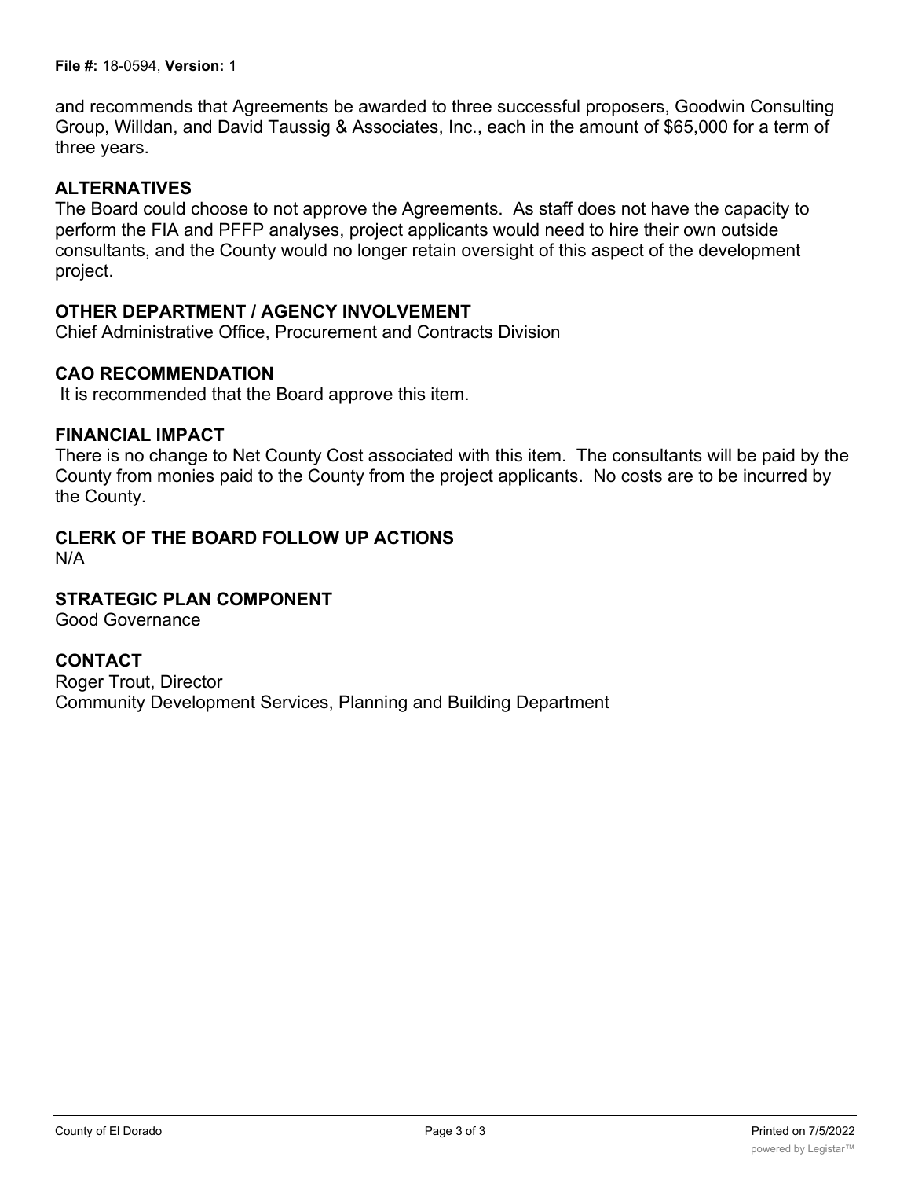and recommends that Agreements be awarded to three successful proposers, Goodwin Consulting Group, Willdan, and David Taussig & Associates, Inc., each in the amount of $65,000 for a term of three years.

## ALTERNATIVES

The Board could choose to not approve the Agreements. As staff does not have the capacity to perform the FIA and PFFP analyses, project applicants would need to hire their own outside consultants, and the County would no longer retain oversight of this aspect of the development project.

## OTHER DEPARTMENT / AGENCY INVOLVEMENT

Chief Administrative Office, Procurement and Contracts Division

## CAO RECOMMENDATION

It is recommended that the Board approve this item.

## FINANCIAL IMPACT

There is no change to Net County Cost associated with this item. The consultants will be paid by the County from monies paid to the County from the project applicants. No costs are to be incurred by the County.

## CLERK OF THE BOARD FOLLOW UP ACTIONS

N/A

## STRATEGIC PLAN COMPONENT

Good Governance

## CONTACT

Roger Trout, Director
Community Development Services, Planning and Building Department